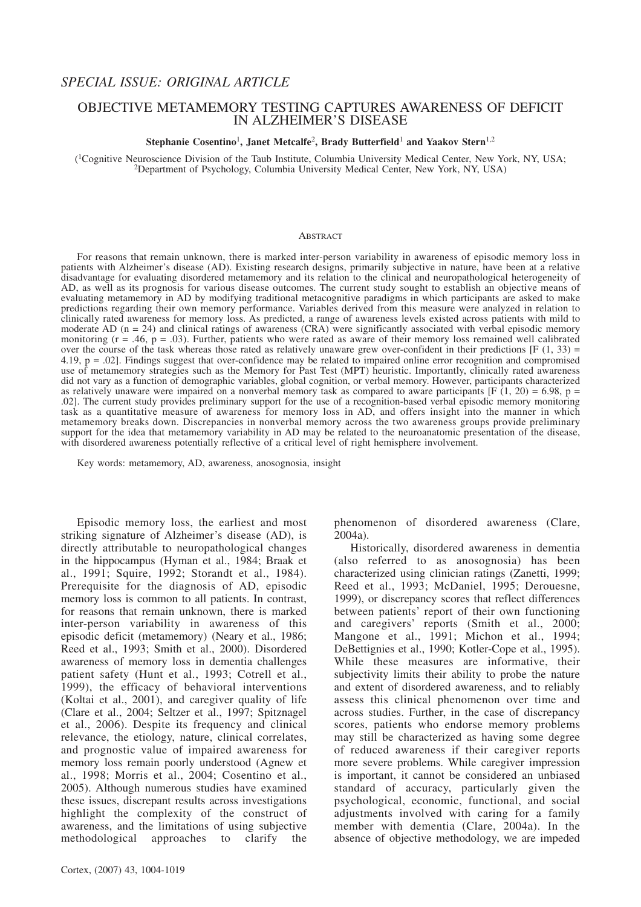*SPECIAL ISSUE: ORIGINAL ARTICLE*

# OBJECTIVE METAMEMORY TESTING CAPTURES AWARENESS OF DEFICIT IN ALZHEIMER'S DISEASE

**Stephanie Cosentino**[1], **Janet Metcalfe**[2], **Brady Butterfield**[1] **and Yaakov Stern**[1,2]

([1]Cognitive Neuroscience Division of the Taub Institute, Columbia University Medical Center, New York, NY, USA; [2]Department of Psychology, Columbia University Medical Center, New York, NY, USA)

## Abstract

For reasons that remain unknown, there is marked inter-person variability in awareness of episodic memory loss in patients with Alzheimer's disease (AD). Existing research designs, primarily subjective in nature, have been at a relative disadvantage for evaluating disordered metamemory and its relation to the clinical and neuropathological heterogeneity of AD, as well as its prognosis for various disease outcomes. The current study sought to establish an objective means of evaluating metamemory in AD by modifying traditional metacognitive paradigms in which participants are asked to make predictions regarding their own memory performance. Variables derived from this measure were analyzed in relation to clinically rated awareness for memory loss. As predicted, a range of awareness levels existed across patients with mild to moderate AD ($n = 24$) and clinical ratings of awareness (CRA) were significantly associated with verbal episodic memory monitoring ($r = .46$, $p = .03$). Further, patients who were rated as aware of their memory loss remained well calibrated over the course of the task whereas those rated as relatively unaware grew over-confident in their predictions [$F(1, 33) = 4.19$, $p = .02$]. Findings suggest that over-confidence may be related to impaired online error recognition and compromised use of metamemory strategies such as the Memory for Past Test (MPT) heuristic. Importantly, clinically rated awareness did not vary as a function of demographic variables, global cognition, or verbal memory. However, participants characterized as relatively unaware were impaired on a nonverbal memory task as compared to aware participants [$F(1, 20) = 6.98$, $p = .02$]. The current study provides preliminary support for the use of a recognition-based verbal episodic memory monitoring task as a quantitative measure of awareness for memory loss in AD, and offers insight into the manner in which metamemory breaks down. Discrepancies in nonverbal memory across the two awareness groups provide preliminary support for the idea that metamemory variability in AD may be related to the neuroanatomic presentation of the disease, with disordered awareness potentially reflective of a critical level of right hemisphere involvement.

Key words: metamemory, AD, awareness, anosognosia, insight

Episodic memory loss, the earliest and most striking signature of Alzheimer's disease (AD), is directly attributable to neuropathological changes in the hippocampus (Hyman et al., 1984; Braak et al., 1991; Squire, 1992; Storandt et al., 1984). Prerequisite for the diagnosis of AD, episodic memory loss is common to all patients. In contrast, for reasons that remain unknown, there is marked inter-person variability in awareness of this episodic deficit (metamemory) (Neary et al., 1986; Reed et al., 1993; Smith et al., 2000). Disordered awareness of memory loss in dementia challenges patient safety (Hunt et al., 1993; Cotrell et al., 1999), the efficacy of behavioral interventions (Koltai et al., 2001), and caregiver quality of life (Clare et al., 2004; Seltzer et al., 1997; Spitznagel et al., 2006). Despite its frequency and clinical relevance, the etiology, nature, clinical correlates, and prognostic value of impaired awareness for memory loss remain poorly understood (Agnew et al., 1998; Morris et al., 2004; Cosentino et al., 2005). Although numerous studies have examined these issues, discrepant results across investigations highlight the complexity of the construct of awareness, and the limitations of using subjective methodological approaches to clarify the phenomenon of disordered awareness (Clare, 2004a).

Historically, disordered awareness in dementia (also referred to as anosognosia) has been characterized using clinician ratings (Zanetti, 1999; Reed et al., 1993; McDaniel, 1995; Derouesne, 1999), or discrepancy scores that reflect differences between patients' report of their own functioning and caregivers' reports (Smith et al., 2000; Mangone et al., 1991; Michon et al., 1994; DeBettignies et al., 1990; Kotler-Cope et al., 1995). While these measures are informative, their subjectivity limits their ability to probe the nature and extent of disordered awareness, and to reliably assess this clinical phenomenon over time and across studies. Further, in the case of discrepancy scores, patients who endorse memory problems may still be characterized as having some degree of reduced awareness if their caregiver reports more severe problems. While caregiver impression is important, it cannot be considered an unbiased standard of accuracy, particularly given the psychological, economic, functional, and social adjustments involved with caring for a family member with dementia (Clare, 2004a). In the absence of objective methodology, we are impeded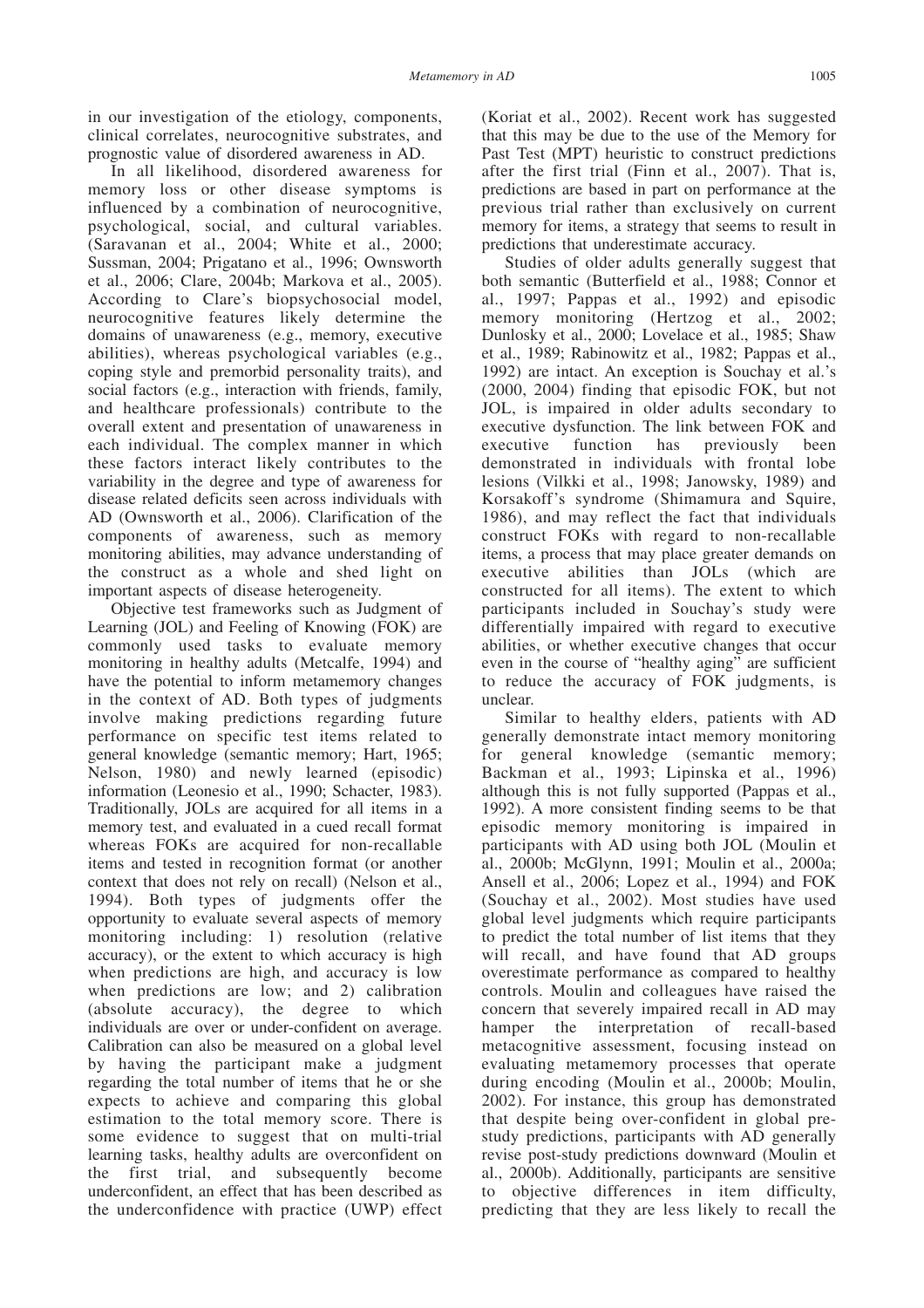in our investigation of the etiology, components, clinical correlates, neurocognitive substrates, and prognostic value of disordered awareness in AD.

In all likelihood, disordered awareness for memory loss or other disease symptoms is influenced by a combination of neurocognitive, psychological, social, and cultural variables. (Saravanan et al., 2004; White et al., 2000; Sussman, 2004; Prigatano et al., 1996; Ownsworth et al., 2006; Clare, 2004b; Markova et al., 2005). According to Clare's biopsychosocial model, neurocognitive features likely determine the domains of unawareness (e.g., memory, executive abilities), whereas psychological variables (e.g., coping style and premorbid personality traits), and social factors (e.g., interaction with friends, family, and healthcare professionals) contribute to the overall extent and presentation of unawareness in each individual. The complex manner in which these factors interact likely contributes to the variability in the degree and type of awareness for disease related deficits seen across individuals with AD (Ownsworth et al., 2006). Clarification of the components of awareness, such as memory monitoring abilities, may advance understanding of the construct as a whole and shed light on important aspects of disease heterogeneity.

Objective test frameworks such as Judgment of Learning (JOL) and Feeling of Knowing (FOK) are commonly used tasks to evaluate memory monitoring in healthy adults (Metcalfe, 1994) and have the potential to inform metamemory changes in the context of AD. Both types of judgments involve making predictions regarding future performance on specific test items related to general knowledge (semantic memory; Hart, 1965; Nelson, 1980) and newly learned (episodic) information (Leonesio et al., 1990; Schacter, 1983). Traditionally, JOLs are acquired for all items in a memory test, and evaluated in a cued recall format whereas FOKs are acquired for non-recallable items and tested in recognition format (or another context that does not rely on recall) (Nelson et al., 1994). Both types of judgments offer the opportunity to evaluate several aspects of memory monitoring including: 1) resolution (relative accuracy), or the extent to which accuracy is high when predictions are high, and accuracy is low when predictions are low; and 2) calibration (absolute accuracy), the degree to which individuals are over or under-confident on average. Calibration can also be measured on a global level by having the participant make a judgment regarding the total number of items that he or she expects to achieve and comparing this global estimation to the total memory score. There is some evidence to suggest that on multi-trial learning tasks, healthy adults are overconfident on the first trial, and subsequently become underconfident, an effect that has been described as the underconfidence with practice (UWP) effect (Koriat et al., 2002). Recent work has suggested that this may be due to the use of the Memory for Past Test (MPT) heuristic to construct predictions after the first trial (Finn et al., 2007). That is, predictions are based in part on performance at the previous trial rather than exclusively on current memory for items, a strategy that seems to result in predictions that underestimate accuracy.

Studies of older adults generally suggest that both semantic (Butterfield et al., 1988; Connor et al., 1997; Pappas et al., 1992) and episodic memory monitoring (Hertzog et al., 2002; Dunlosky et al., 2000; Lovelace et al., 1985; Shaw et al., 1989; Rabinowitz et al., 1982; Pappas et al., 1992) are intact. An exception is Souchay et al.'s (2000, 2004) finding that episodic FOK, but not JOL, is impaired in older adults secondary to executive dysfunction. The link between FOK and executive function has previously been demonstrated in individuals with frontal lobe lesions (Vilkki et al., 1998; Janowsky, 1989) and Korsakoff's syndrome (Shimamura and Squire, 1986), and may reflect the fact that individuals construct FOKs with regard to non-recallable items, a process that may place greater demands on executive abilities than JOLs (which are constructed for all items). The extent to which participants included in Souchay's study were differentially impaired with regard to executive abilities, or whether executive changes that occur even in the course of "healthy aging" are sufficient to reduce the accuracy of FOK judgments, is unclear.

Similar to healthy elders, patients with AD generally demonstrate intact memory monitoring for general knowledge (semantic memory; Backman et al., 1993; Lipinska et al., 1996) although this is not fully supported (Pappas et al., 1992). A more consistent finding seems to be that episodic memory monitoring is impaired in participants with AD using both JOL (Moulin et al., 2000b; McGlynn, 1991; Moulin et al., 2000a; Ansell et al., 2006; Lopez et al., 1994) and FOK (Souchay et al., 2002). Most studies have used global level judgments which require participants to predict the total number of list items that they will recall, and have found that AD groups overestimate performance as compared to healthy controls. Moulin and colleagues have raised the concern that severely impaired recall in AD may hamper the interpretation of recall-based metacognitive assessment, focusing instead on evaluating metamemory processes that operate during encoding (Moulin et al., 2000b; Moulin, 2002). For instance, this group has demonstrated that despite being over-confident in global pre-study predictions, participants with AD generally revise post-study predictions downward (Moulin et al., 2000b). Additionally, participants are sensitive to objective differences in item difficulty, predicting that they are less likely to recall the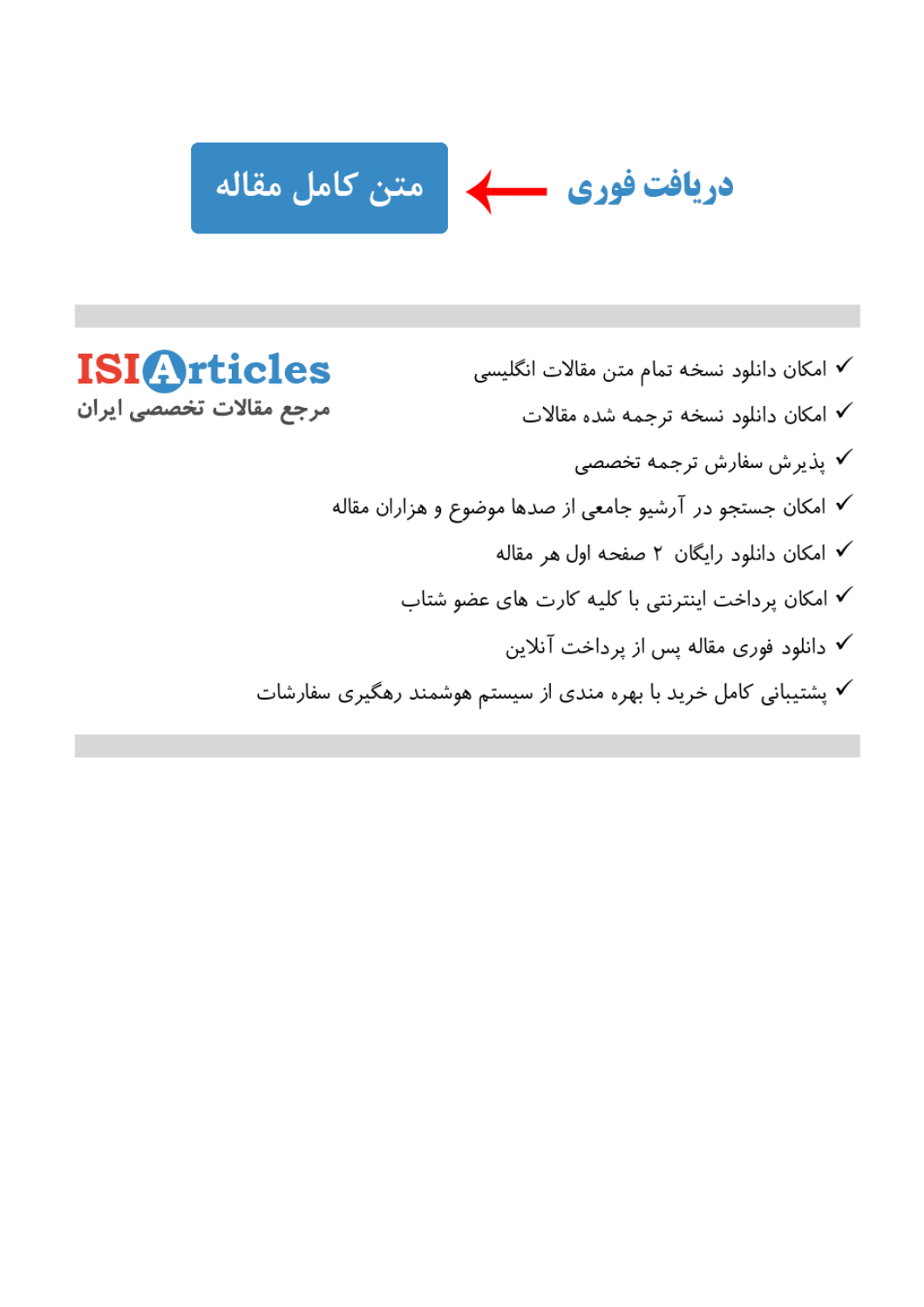دریافت فوری ← متن کامل مقاله

ISIArticles

مرجع مقالات تخصصی ایران

- ✓ امکان دانلود نسخه تمام متن مقالات انگلیسی
- ✓ امکان دانلود نسخه ترجمه شده مقالات
- ✓ پذیرش سفارش ترجمه تخصصی
- ✓ امکان جستجو در آرشیو جامعی از صدها موضوع و هزاران مقاله
- ✓ امکان دانلود رایگان ۲ صفحه اول هر مقاله
- ✓ امکان پرداخت اینترنتی با کلیه کارت های عضو شتاب
- ✓ دانلود فوری مقاله پس از پرداخت آنلاین
- ✓ پشتیبانی کامل خرید با بهره مندی از سیستم هوشمند رهگیری سفارشات